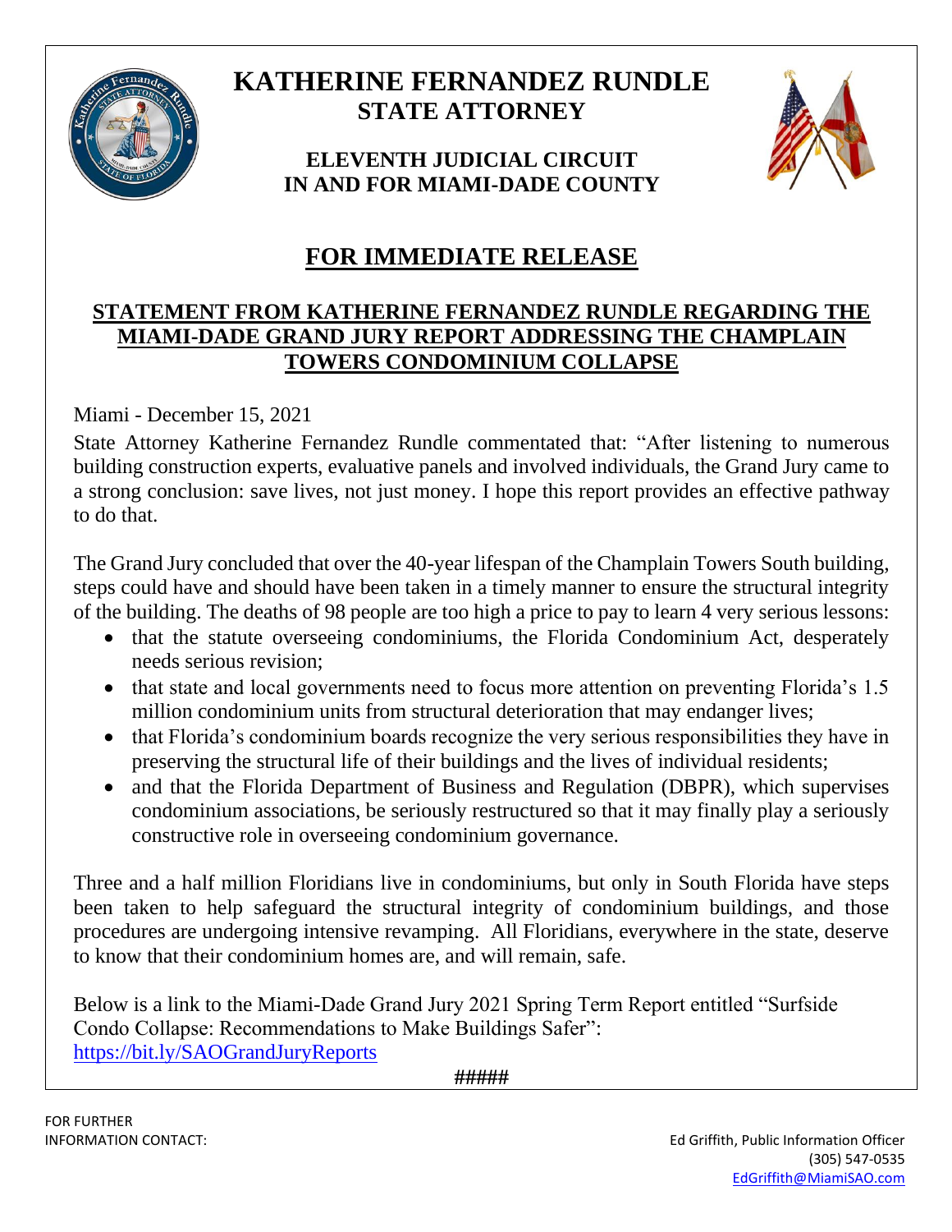# KATHERINE FERNANDEZ RUNDLE
## STATE ATTORNEY

### ELEVENTH JUDICIAL CIRCUIT
### IN AND FOR MIAMI-DADE COUNTY

## FOR IMMEDIATE RELEASE

### STATEMENT FROM KATHERINE FERNANDEZ RUNDLE REGARDING THE MIAMI-DADE GRAND JURY REPORT ADDRESSING THE CHAMPLAIN TOWERS CONDOMINIUM COLLAPSE

Miami - December 15, 2021

State Attorney Katherine Fernandez Rundle commentated that: "After listening to numerous building construction experts, evaluative panels and involved individuals, the Grand Jury came to a strong conclusion: save lives, not just money. I hope this report provides an effective pathway to do that.

The Grand Jury concluded that over the 40-year lifespan of the Champlain Towers South building, steps could have and should have been taken in a timely manner to ensure the structural integrity of the building. The deaths of 98 people are too high a price to pay to learn 4 very serious lessons:

- that the statute overseeing condominiums, the Florida Condominium Act, desperately needs serious revision;
- that state and local governments need to focus more attention on preventing Florida's 1.5 million condominium units from structural deterioration that may endanger lives;
- that Florida's condominium boards recognize the very serious responsibilities they have in preserving the structural life of their buildings and the lives of individual residents;
- and that the Florida Department of Business and Regulation (DBPR), which supervises condominium associations, be seriously restructured so that it may finally play a seriously constructive role in overseeing condominium governance.

Three and a half million Floridians live in condominiums, but only in South Florida have steps been taken to help safeguard the structural integrity of condominium buildings, and those procedures are undergoing intensive revamping. All Floridians, everywhere in the state, deserve to know that their condominium homes are, and will remain, safe.

Below is a link to the Miami-Dade Grand Jury 2021 Spring Term Report entitled "Surfside Condo Collapse: Recommendations to Make Buildings Safer":
https://bit.ly/SAOGrandJuryReports

#####

FOR FURTHER INFORMATION CONTACT:

Ed Griffith, Public Information Officer
(305) 547-0535
EdGriffith@MiamiSAO.com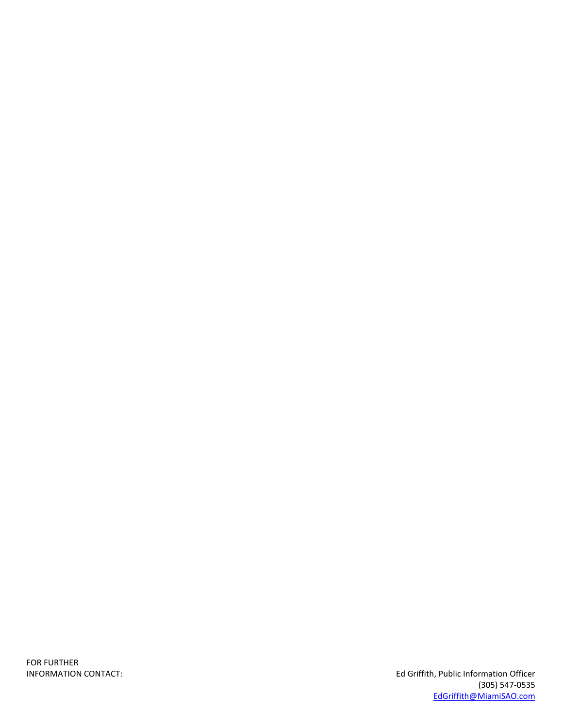FOR FURTHER
INFORMATION CONTACT:

Ed Griffith, Public Information Officer
(305) 547-0535
EdGriffith@MiamiSAO.com